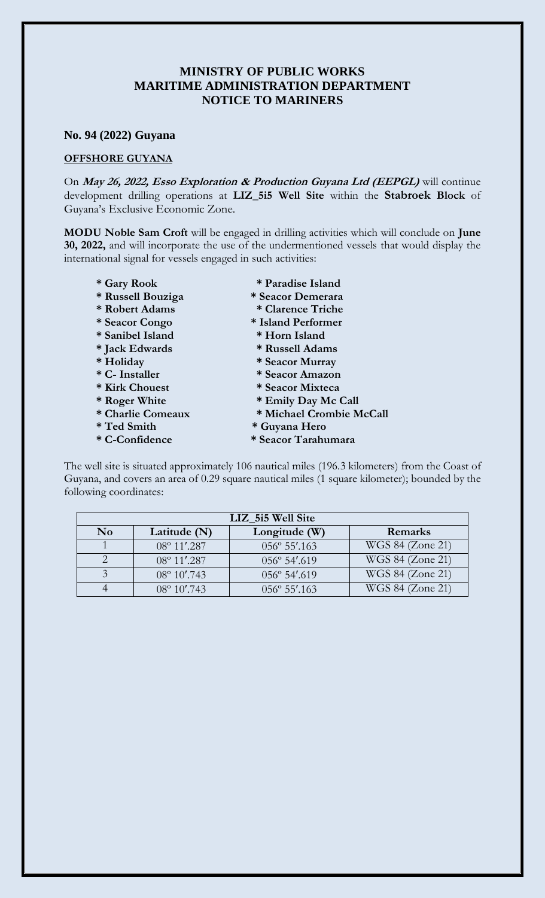# MINISTRY OF PUBLIC WORKS
# MARITIME ADMINISTRATION DEPARTMENT
# NOTICE TO MARINERS

**No. 94 (2022) Guyana**

**OFFSHORE GUYANA**

On ***May 26, 2022, Esso Exploration & Production Guyana Ltd (EEPGL)*** will continue development drilling operations at **LIZ_5i5 Well Site** within the **Stabroek Block** of Guyana's Exclusive Economic Zone.

**MODU Noble Sam Croft** will be engaged in drilling activities which will conclude on **June 30, 2022,** and will incorporate the use of the undermentioned vessels that would display the international signal for vessels engaged in such activities:

- **Gary Rook**
- **Russell Bouziga**
- **Robert Adams**
- **Seacor Congo**
- **Sanibel Island**
- **Jack Edwards**
- **Holiday**
- **C- Installer**
- **Kirk Chouest**
- **Roger White**
- **Charlie Comeaux**
- **Ted Smith**
- **C-Confidence**
- **Paradise Island**
- **Seacor Demerara**
- **Clarence Triche**
- **Island Performer**
- **Horn Island**
- **Russell Adams**
- **Seacor Murray**
- **Seacor Amazon**
- **Seacor Mixteca**
- **Emily Day Mc Call**
- **Michael Crombie McCall**
- **Guyana Hero**
- **Seacor Tarahumara**

The well site is situated approximately 106 nautical miles (196.3 kilometers) from the Coast of Guyana, and covers an area of 0.29 square nautical miles (1 square kilometer); bounded by the following coordinates:

| LIZ_5i5 Well Site | | | |
|---|---|---|---|
| **No** | **Latitude (N)** | **Longitude (W)** | **Remarks** |
| 1 | 08º 11′.287 | 056º 55′.163 | WGS 84 (Zone 21) |
| 2 | 08º 11′.287 | 056º 54′.619 | WGS 84 (Zone 21) |
| 3 | 08º 10′.743 | 056º 54′.619 | WGS 84 (Zone 21) |
| 4 | 08º 10′.743 | 056º 55′.163 | WGS 84 (Zone 21) |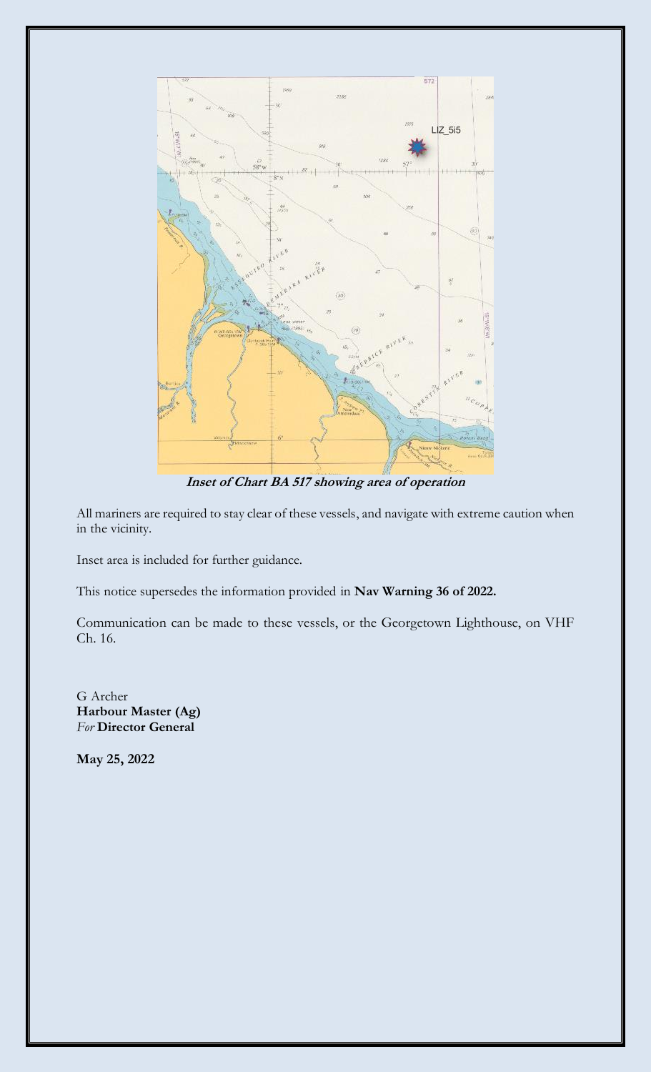**Inset of Chart BA 517 showing area of operation**

All mariners are required to stay clear of these vessels, and navigate with extreme caution when in the vicinity.

Inset area is included for further guidance.

This notice supersedes the information provided in **Nav Warning 36 of 2022.**

Communication can be made to these vessels, or the Georgetown Lighthouse, on VHF Ch. 16.

G Archer
**Harbour Master (Ag)**
*For* **Director General**

**May 25, 2022**